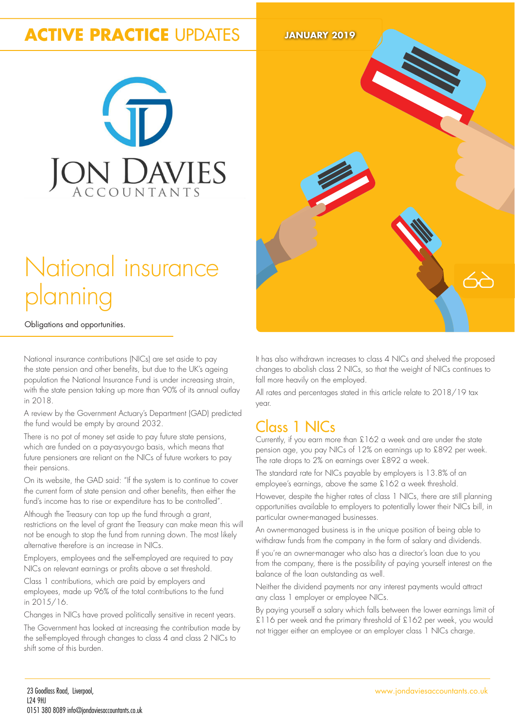# ACTIVE PRACTICE UPDATES

JANUARY 2019

JON DAVIES ACCOUNTANTS

# National insurance planning

Obligations and opportunities.

National insurance contributions (NICs) are set aside to pay the state pension and other benefits, but due to the UK's ageing population the National Insurance Fund is under increasing strain, with the state pension taking up more than 90% of its annual outlay in 2018.

A review by the Government Actuary's Department (GAD) predicted the fund would be empty by around 2032.

There is no pot of money set aside to pay future state pensions, which are funded on a pay-as-you-go basis, which means that future pensioners are reliant on the NICs of future workers to pay their pensions.

On its website, the GAD said: "If the system is to continue to cover the current form of state pension and other benefits, then either the fund's income has to rise or expenditure has to be controlled".

Although the Treasury can top up the fund through a grant, restrictions on the level of grant the Treasury can make mean this will not be enough to stop the fund from running down. The most likely alternative therefore is an increase in NICs.

Employers, employees and the self-employed are required to pay NICs on relevant earnings or profits above a set threshold.

Class 1 contributions, which are paid by employers and employees, made up 96% of the total contributions to the fund in 2015/16.

Changes in NICs have proved politically sensitive in recent years.

The Government has looked at increasing the contribution made by the self-employed through changes to class 4 and class 2 NICs to shift some of this burden.

It has also withdrawn increases to class 4 NICs and shelved the proposed changes to abolish class 2 NICs, so that the weight of NICs continues to fall more heavily on the employed.

All rates and percentages stated in this article relate to 2018/19 tax year.

## Class 1 NICs

Currently, if you earn more than £162 a week and are under the state pension age, you pay NICs of 12% on earnings up to £892 per week. The rate drops to 2% on earnings over £892 a week.

The standard rate for NICs payable by employers is 13.8% of an employee's earnings, above the same £162 a week threshold.

However, despite the higher rates of class 1 NICs, there are still planning opportunities available to employers to potentially lower their NICs bill, in particular owner-managed businesses.

An owner-managed business is in the unique position of being able to withdraw funds from the company in the form of salary and dividends.

If you're an owner-manager who also has a director's loan due to you from the company, there is the possibility of paying yourself interest on the balance of the loan outstanding as well.

Neither the dividend payments nor any interest payments would attract any class 1 employer or employee NICs.

By paying yourself a salary which falls between the lower earnings limit of £116 per week and the primary threshold of £162 per week, you would not trigger either an employee or an employer class 1 NICs charge.

23 Goodlass Road, Liverpool,
L24 9HJ
0151 380 8089 info@jondaviesaccountants.co.uk

www.jondaviesaccountants.co.uk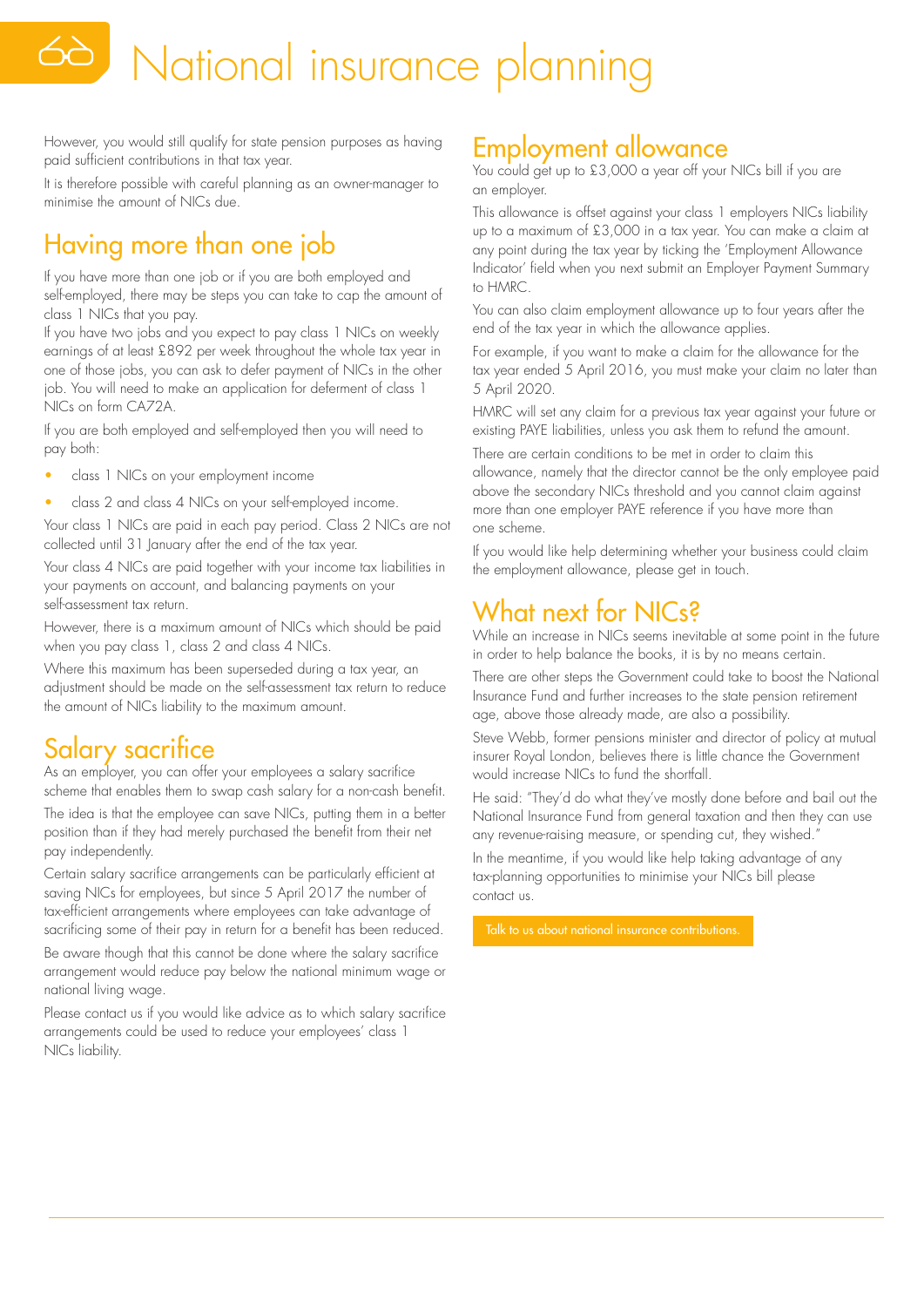# National insurance planning

However, you would still qualify for state pension purposes as having paid sufficient contributions in that tax year.

It is therefore possible with careful planning as an owner-manager to minimise the amount of NICs due.

## Having more than one job

If you have more than one job or if you are both employed and self-employed, there may be steps you can take to cap the amount of class 1 NICs that you pay.

If you have two jobs and you expect to pay class 1 NICs on weekly earnings of at least £892 per week throughout the whole tax year in one of those jobs, you can ask to defer payment of NICs in the other job. You will need to make an application for deferment of class 1 NICs on form CA72A.

If you are both employed and self-employed then you will need to pay both:

- class 1 NICs on your employment income
- class 2 and class 4 NICs on your self-employed income.

Your class 1 NICs are paid in each pay period. Class 2 NICs are not collected until 31 January after the end of the tax year.

Your class 4 NICs are paid together with your income tax liabilities in your payments on account, and balancing payments on your self-assessment tax return.

However, there is a maximum amount of NICs which should be paid when you pay class 1, class 2 and class 4 NICs.

Where this maximum has been superseded during a tax year, an adjustment should be made on the self-assessment tax return to reduce the amount of NICs liability to the maximum amount.

## Salary sacrifice

As an employer, you can offer your employees a salary sacrifice scheme that enables them to swap cash salary for a non-cash benefit.

The idea is that the employee can save NICs, putting them in a better position than if they had merely purchased the benefit from their net pay independently.

Certain salary sacrifice arrangements can be particularly efficient at saving NICs for employees, but since 5 April 2017 the number of tax-efficient arrangements where employees can take advantage of sacrificing some of their pay in return for a benefit has been reduced.

Be aware though that this cannot be done where the salary sacrifice arrangement would reduce pay below the national minimum wage or national living wage.

Please contact us if you would like advice as to which salary sacrifice arrangements could be used to reduce your employees' class 1 NICs liability.

## Employment allowance

You could get up to £3,000 a year off your NICs bill if you are an employer.

This allowance is offset against your class 1 employers NICs liability up to a maximum of £3,000 in a tax year. You can make a claim at any point during the tax year by ticking the 'Employment Allowance Indicator' field when you next submit an Employer Payment Summary to HMRC.

You can also claim employment allowance up to four years after the end of the tax year in which the allowance applies.

For example, if you want to make a claim for the allowance for the tax year ended 5 April 2016, you must make your claim no later than 5 April 2020.

HMRC will set any claim for a previous tax year against your future or existing PAYE liabilities, unless you ask them to refund the amount.

There are certain conditions to be met in order to claim this allowance, namely that the director cannot be the only employee paid above the secondary NICs threshold and you cannot claim against more than one employer PAYE reference if you have more than one scheme.

If you would like help determining whether your business could claim the employment allowance, please get in touch.

## What next for NICs?

While an increase in NICs seems inevitable at some point in the future in order to help balance the books, it is by no means certain.

There are other steps the Government could take to boost the National Insurance Fund and further increases to the state pension retirement age, above those already made, are also a possibility.

Steve Webb, former pensions minister and director of policy at mutual insurer Royal London, believes there is little chance the Government would increase NICs to fund the shortfall.

He said: "They'd do what they've mostly done before and bail out the National Insurance Fund from general taxation and then they can use any revenue-raising measure, or spending cut, they wished."

In the meantime, if you would like help taking advantage of any tax-planning opportunities to minimise your NICs bill please contact us.

Talk to us about national insurance contributions.